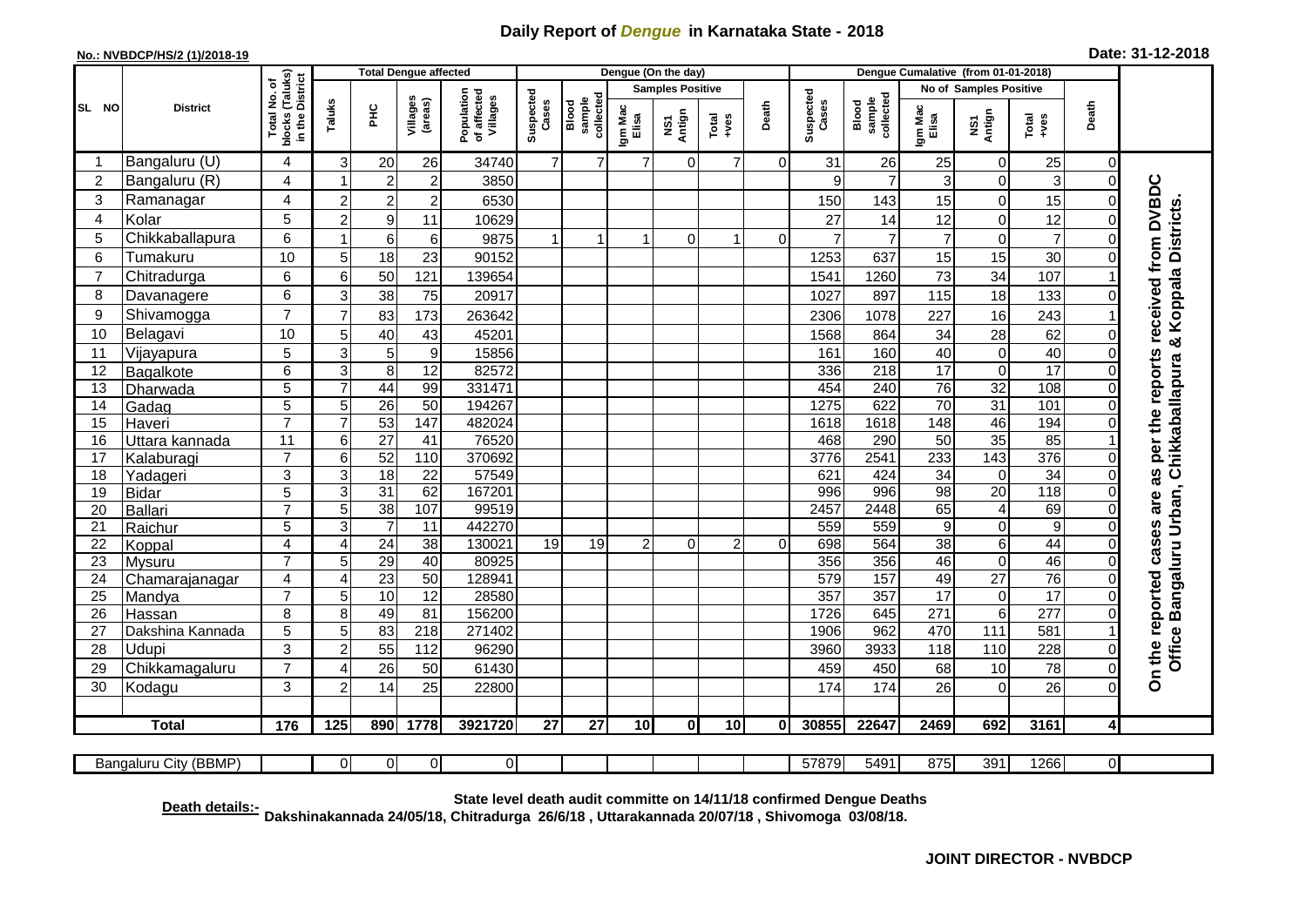# Daily Report of *Dengue* in Karnataka State - 2018

**No.: NVBDCP/HS/2 (1)/2018-19**

**Date: 31-12-2018**

| SL NO | District | Total No. of blocks (Taluks) in the District | Total Dengue affected | | | | Dengue (On the day) | | | | | | | Dengue Cumalative (from 01-01-2018) | | | | | | | |
|---|---|---|---|---|---|---|---|---|---|---|---|---|---|---|---|---|---|---|---|---|
| | | | Taluks | PHC | Villages (areas) | Population of affected Villages | Suspected Cases | Blood sample collected | Samples Positive | | | Death | Suspected Cases | Blood sample collected | No of Samples Positive | | | Death | |
| | | | | | | | | | Igm Mac Elisa | NS1 Antign | Total +ves | | | | Igm Mac Elisa | NS1 Antign | Total +ves | | |
| 1 | Bangaluru (U) | 4 | 3 | 20 | 26 | 34740 | 7 | 7 | 7 | 0 | 7 | 0 | 31 | 26 | 25 | 0 | 25 | 0 | On the reported cases are as per the reports received from DVBDC Office Bangaluru Urban, Chikkaballapura & Koppala Districts. |
| 2 | Bangaluru (R) | 4 | 1 | 2 | 2 | 3850 | | | | | | | 9 | 7 | 3 | 0 | 3 | 0 | |
| 3 | Ramanagar | 4 | 2 | 2 | 2 | 6530 | | | | | | | 150 | 143 | 15 | 0 | 15 | 0 | |
| 4 | Kolar | 5 | 2 | 9 | 11 | 10629 | | | | | | | 27 | 14 | 12 | 0 | 12 | 0 | |
| 5 | Chikkaballapura | 6 | 1 | 6 | 6 | 9875 | 1 | 1 | 1 | 0 | 1 | 0 | 7 | 7 | 7 | 0 | 7 | 0 | |
| 6 | Tumakuru | 10 | 5 | 18 | 23 | 90152 | | | | | | | 1253 | 637 | 15 | 15 | 30 | 0 | |
| 7 | Chitradurga | 6 | 6 | 50 | 121 | 139654 | | | | | | | 1541 | 1260 | 73 | 34 | 107 | 1 | |
| 8 | Davanagere | 6 | 3 | 38 | 75 | 20917 | | | | | | | 1027 | 897 | 115 | 18 | 133 | 0 | |
| 9 | Shivamogga | 7 | 7 | 83 | 173 | 263642 | | | | | | | 2306 | 1078 | 227 | 16 | 243 | 1 | |
| 10 | Belagavi | 10 | 5 | 40 | 43 | 45201 | | | | | | | 1568 | 864 | 34 | 28 | 62 | 0 | |
| 11 | Vijayapura | 5 | 3 | 5 | 9 | 15856 | | | | | | | 161 | 160 | 40 | 0 | 40 | 0 | |
| 12 | Bagalkote | 6 | 3 | 8 | 12 | 82572 | | | | | | | 336 | 218 | 17 | 0 | 17 | 0 | |
| 13 | Dharwada | 5 | 7 | 44 | 99 | 331471 | | | | | | | 454 | 240 | 76 | 32 | 108 | 0 | |
| 14 | Gadag | 5 | 5 | 26 | 50 | 194267 | | | | | | | 1275 | 622 | 70 | 31 | 101 | 0 | |
| 15 | Haveri | 7 | 7 | 53 | 147 | 482024 | | | | | | | 1618 | 1618 | 148 | 46 | 194 | 0 | |
| 16 | Uttara kannada | 11 | 6 | 27 | 41 | 76520 | | | | | | | 468 | 290 | 50 | 35 | 85 | 1 | |
| 17 | Kalaburagi | 7 | 6 | 52 | 110 | 370692 | | | | | | | 3776 | 2541 | 233 | 143 | 376 | 0 | |
| 18 | Yadageri | 3 | 3 | 18 | 22 | 57549 | | | | | | | 621 | 424 | 34 | 0 | 34 | 0 | |
| 19 | Bidar | 5 | 3 | 31 | 62 | 167201 | | | | | | | 996 | 996 | 98 | 20 | 118 | 0 | |
| 20 | Ballari | 7 | 5 | 38 | 107 | 99519 | | | | | | | 2457 | 2448 | 65 | 4 | 69 | 0 | |
| 21 | Raichur | 5 | 3 | 7 | 11 | 442270 | | | | | | | 559 | 559 | 9 | 0 | 9 | 0 | |
| 22 | Koppal | 4 | 4 | 24 | 38 | 130021 | 19 | 19 | 2 | 0 | 2 | 0 | 698 | 564 | 38 | 6 | 44 | 0 | |
| 23 | Mysuru | 7 | 5 | 29 | 40 | 80925 | | | | | | | 356 | 356 | 46 | 0 | 46 | 0 | |
| 24 | Chamarajanagar | 4 | 4 | 23 | 50 | 128941 | | | | | | | 579 | 157 | 49 | 27 | 76 | 0 | |
| 25 | Mandya | 7 | 5 | 10 | 12 | 28580 | | | | | | | 357 | 357 | 17 | 0 | 17 | 0 | |
| 26 | Hassan | 8 | 8 | 49 | 81 | 156200 | | | | | | | 1726 | 645 | 271 | 6 | 277 | 0 | |
| 27 | Dakshina Kannada | 5 | 5 | 83 | 218 | 271402 | | | | | | | 1906 | 962 | 470 | 111 | 581 | 1 | |
| 28 | Udupi | 3 | 2 | 55 | 112 | 96290 | | | | | | | 3960 | 3933 | 118 | 110 | 228 | 0 | |
| 29 | Chikkamagaluru | 7 | 4 | 26 | 50 | 61430 | | | | | | | 459 | 450 | 68 | 10 | 78 | 0 | |
| 30 | Kodagu | 3 | 2 | 14 | 25 | 22800 | | | | | | | 174 | 174 | 26 | 0 | 26 | 0 | |
| **Total** | | **176** | **125** | **890** | **1778** | **3921720** | **27** | **27** | **10** | **0** | **10** | **0** | **30855** | **22647** | **2469** | **692** | **3161** | **4** | |
| Bangaluru City (BBMP) | | | 0 | 0 | 0 | 0 | | | | | | | 57879 | 5491 | 875 | 391 | 1266 | 0 | |

**Death details:-** **State level death audit committe on 14/11/18 confirmed Dengue Deaths Dakshinakannada 24/05/18, Chitradurga 26/6/18 , Uttarakannada 20/07/18 , Shivomoga 03/08/18.**

**JOINT DIRECTOR - NVBDCP**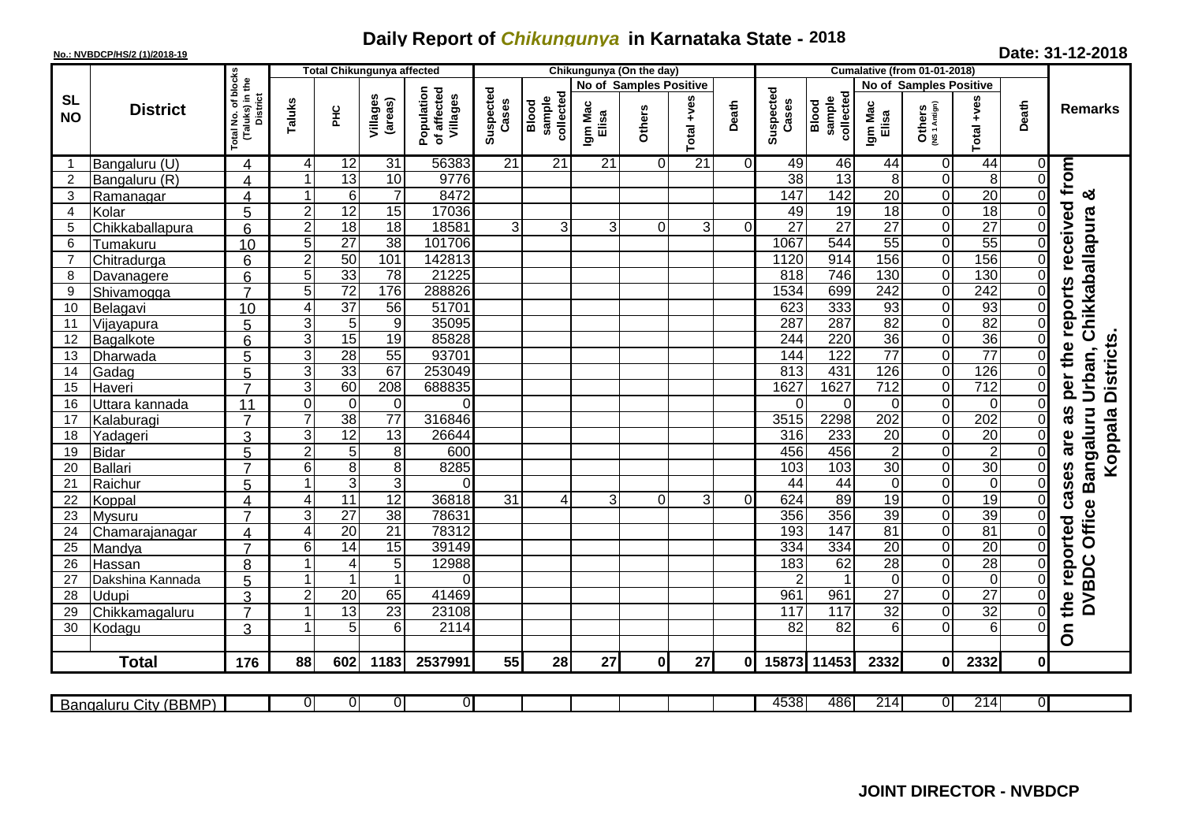# Daily Report of *Chikungunya* in Karnataka State - 2018

**No.: NVBDCP/HS/2 (1)/2018-19**

**Date: 31-12-2018**

| SL NO | District | Total No. of blocks (Taluks) in the District | Total Chikungunya affected | | | | Chikungunya (On the day) | | | | | | Cumalative (from 01-01-2018) | | | | | | Remarks |
|---|---|---|---|---|---|---|---|---|---|---|---|---|---|---|---|---|---|---|---|
| | | | Taluks | PHC | Villages (areas) | Population of affected Villages | Suspected Cases | Blood sample collected | No of Samples Positive | | | Death | Suspected Cases | Blood sample collected | No of Samples Positive | | | Death | |
| | | | | | | | | | Igm Mac Elisa | Others | Total +ves | | | | Igm Mac Elisa | Others (NS 1 Antign) | Total +ves | | |
| 1 | Bangaluru (U) | 4 | 4 | 12 | 31 | 56383 | 21 | 21 | 21 | 0 | 21 | 0 | 49 | 46 | 44 | 0 | 44 | 0 | On the reported cases are as per the reports received from DVBDC Office Bangaluru Urban, Chikkaballapura & Koppala Districts. |
| 2 | Bangaluru (R) | 4 | 1 | 13 | 10 | 9776 | | | | | | | 38 | 13 | 8 | 0 | 8 | 0 | |
| 3 | Ramanagar | 4 | 1 | 6 | 7 | 8472 | | | | | | | 147 | 142 | 20 | 0 | 20 | 0 | |
| 4 | Kolar | 5 | 2 | 12 | 15 | 17036 | | | | | | | 49 | 19 | 18 | 0 | 18 | 0 | |
| 5 | Chikkaballapura | 6 | 2 | 18 | 18 | 18581 | 3 | 3 | 3 | 0 | 3 | 0 | 27 | 27 | 27 | 0 | 27 | 0 | |
| 6 | Tumakuru | 10 | 5 | 27 | 38 | 101706 | | | | | | | 1067 | 544 | 55 | 0 | 55 | 0 | |
| 7 | Chitradurga | 6 | 2 | 50 | 101 | 142813 | | | | | | | 1120 | 914 | 156 | 0 | 156 | 0 | |
| 8 | Davanagere | 6 | 5 | 33 | 78 | 21225 | | | | | | | 818 | 746 | 130 | 0 | 130 | 0 | |
| 9 | Shivamogga | 7 | 5 | 72 | 176 | 288826 | | | | | | | 1534 | 699 | 242 | 0 | 242 | 0 | |
| 10 | Belagavi | 10 | 4 | 37 | 56 | 51701 | | | | | | | 623 | 333 | 93 | 0 | 93 | 0 | |
| 11 | Vijayapura | 5 | 3 | 5 | 9 | 35095 | | | | | | | 287 | 287 | 82 | 0 | 82 | 0 | |
| 12 | Bagalkote | 6 | 3 | 15 | 19 | 85828 | | | | | | | 244 | 220 | 36 | 0 | 36 | 0 | |
| 13 | Dharwada | 5 | 3 | 28 | 55 | 93701 | | | | | | | 144 | 122 | 77 | 0 | 77 | 0 | |
| 14 | Gadag | 5 | 3 | 33 | 67 | 253049 | | | | | | | 813 | 431 | 126 | 0 | 126 | 0 | |
| 15 | Haveri | 7 | 3 | 60 | 208 | 688835 | | | | | | | 1627 | 1627 | 712 | 0 | 712 | 0 | |
| 16 | Uttara kannada | 11 | 0 | 0 | 0 | 0 | | | | | | | 0 | 0 | 0 | 0 | 0 | 0 | |
| 17 | Kalaburagi | 7 | 7 | 38 | 77 | 316846 | | | | | | | 3515 | 2298 | 202 | 0 | 202 | 0 | |
| 18 | Yadageri | 3 | 3 | 12 | 13 | 26644 | | | | | | | 316 | 233 | 20 | 0 | 20 | 0 | |
| 19 | Bidar | 5 | 2 | 5 | 8 | 600 | | | | | | | 456 | 456 | 2 | 0 | 2 | 0 | |
| 20 | Ballari | 7 | 6 | 8 | 8 | 8285 | | | | | | | 103 | 103 | 30 | 0 | 30 | 0 | |
| 21 | Raichur | 5 | 1 | 3 | 3 | 0 | | | | | | | 44 | 44 | 0 | 0 | 0 | 0 | |
| 22 | Koppal | 4 | 4 | 11 | 12 | 36818 | 31 | 4 | 3 | 0 | 3 | 0 | 624 | 89 | 19 | 0 | 19 | 0 | |
| 23 | Mysuru | 7 | 3 | 27 | 38 | 78631 | | | | | | | 356 | 356 | 39 | 0 | 39 | 0 | |
| 24 | Chamarajanagar | 4 | 4 | 20 | 21 | 78312 | | | | | | | 193 | 147 | 81 | 0 | 81 | 0 | |
| 25 | Mandya | 7 | 6 | 14 | 15 | 39149 | | | | | | | 334 | 334 | 20 | 0 | 20 | 0 | |
| 26 | Hassan | 8 | 1 | 4 | 5 | 12988 | | | | | | | 183 | 62 | 28 | 0 | 28 | 0 | |
| 27 | Dakshina Kannada | 5 | 1 | 1 | 1 | 0 | | | | | | | 2 | 1 | 0 | 0 | 0 | 0 | |
| 28 | Udupi | 3 | 2 | 20 | 65 | 41469 | | | | | | | 961 | 961 | 27 | 0 | 27 | 0 | |
| 29 | Chikkamagaluru | 7 | 1 | 13 | 23 | 23108 | | | | | | | 117 | 117 | 32 | 0 | 32 | 0 | |
| 30 | Kodagu | 3 | 1 | 5 | 6 | 2114 | | | | | | | 82 | 82 | 6 | 0 | 6 | 0 | |
| | **Total** | **176** | **88** | **602** | **1183** | **2537991** | **55** | **28** | **27** | **0** | **27** | **0** | **15873** | **11453** | **2332** | **0** | **2332** | **0** | |

| | | | | | | | | | | | | | | | | | |
|---|---|---|---|---|---|---|---|---|---|---|---|---|---|---|---|---|---|
| Bangaluru City (BBMP) | | 0 | 0 | 0 | 0 | | | | | | | 4538 | 486 | 214 | 0 | 214 | 0 |

**JOINT DIRECTOR - NVBDCP**